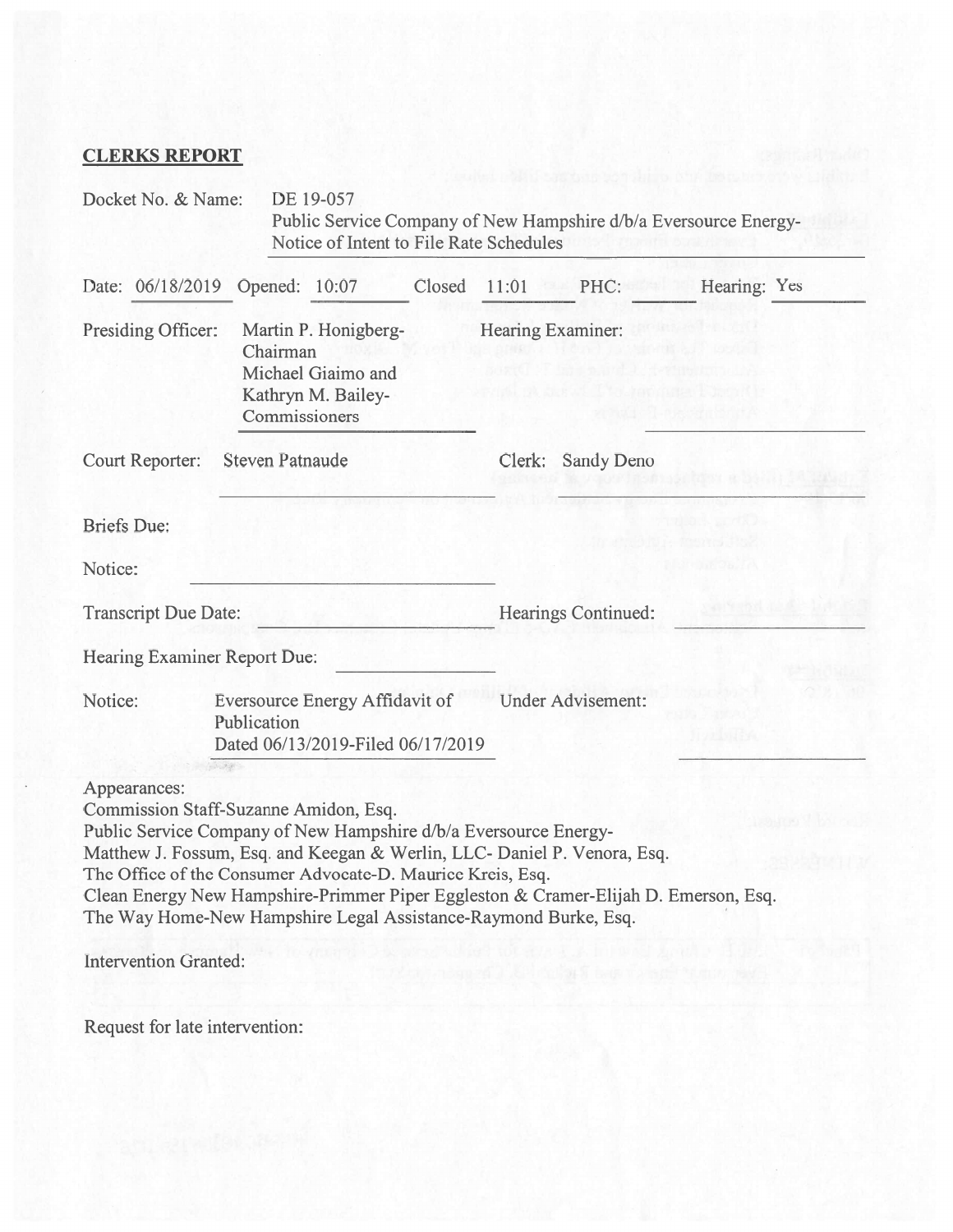**CLERKS REPORT**

Docket No. & Name: DE 19-057
Public Service Company of New Hampshire d/b/a Eversource Energy-Notice of Intent to File Rate Schedules

Date: 06/18/2019 Opened: 10:07 Closed 11:01 PHC: Hearing: Yes

Presiding Officer: Martin P. Honigberg-Chairman
Michael Giaimo and
Kathryn M. Bailey-Commissioners

Hearing Examiner:

Court Reporter: Steven Patnaude

Clerk: Sandy Deno

Briefs Due:

Notice:

Transcript Due Date:

Hearings Continued:

Hearing Examiner Report Due:

Notice: Eversource Energy Affidavit of Publication
Dated 06/13/2019-Filed 06/17/2019

Under Advisement:

Appearances:
Commission Staff-Suzanne Amidon, Esq.
Public Service Company of New Hampshire d/b/a Eversource Energy-
Matthew J. Fossum, Esq. and Keegan & Werlin, LLC- Daniel P. Venora, Esq.
The Office of the Consumer Advocate-D. Maurice Kreis, Esq.
Clean Energy New Hampshire-Primmer Piper Eggleston & Cramer-Elijah D. Emerson, Esq.
The Way Home-New Hampshire Legal Assistance-Raymond Burke, Esq.

Intervention Granted:

Request for late intervention: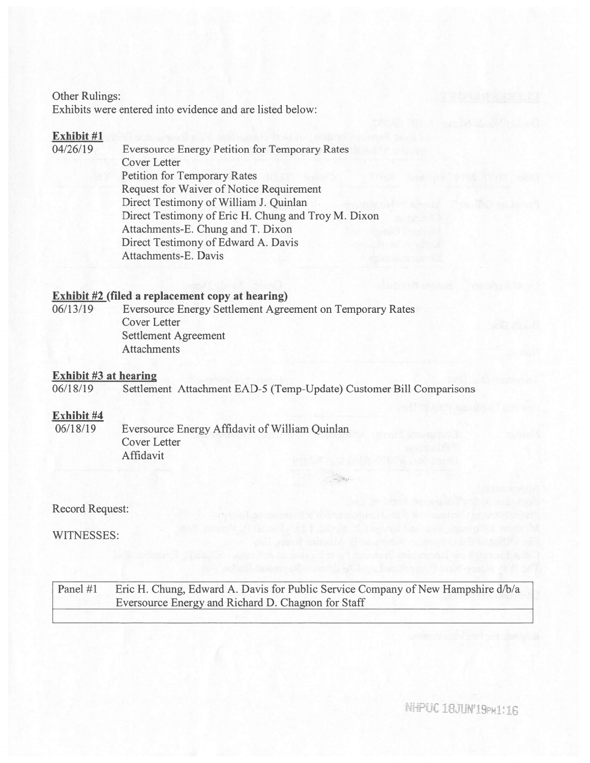Other Rulings:
Exhibits were entered into evidence and are listed below:

**Exhibit #1**

04/26/19 Eversource Energy Petition for Temporary Rates
- Cover Letter
- Petition for Temporary Rates
- Request for Waiver of Notice Requirement
- Direct Testimony of William J. Quinlan
- Direct Testimony of Eric H. Chung and Troy M. Dixon
- Attachments-E. Chung and T. Dixon
- Direct Testimony of Edward A. Davis
- Attachments-E. Davis

**Exhibit #2 (filed a replacement copy at hearing)**

06/13/19 Eversource Energy Settlement Agreement on Temporary Rates
- Cover Letter
- Settlement Agreement
- Attachments

**Exhibit #3 at hearing**

06/18/19 Settlement Attachment EAD-5 (Temp-Update) Customer Bill Comparisons

**Exhibit #4**

06/18/19 Eversource Energy Affidavit of William Quinlan
- Cover Letter
- Affidavit

Record Request:

WITNESSES:

| | |
|---|---|
| Panel #1 | Eric H. Chung, Edward A. Davis for Public Service Company of New Hampshire d/b/a Eversource Energy and Richard D. Chagnon for Staff |
| | |

NHPUC 18JUN'19PM1:16